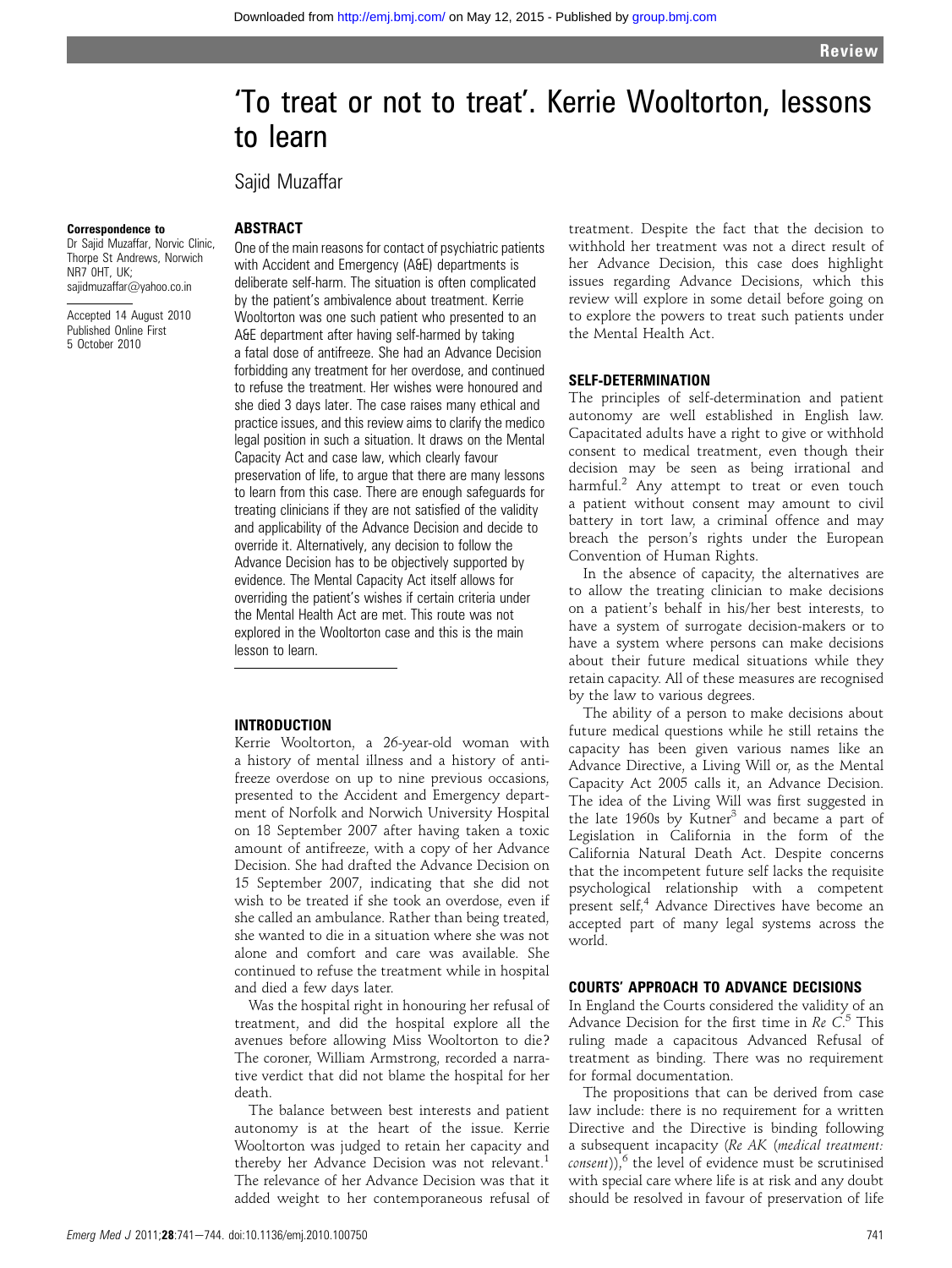Review

# 'To treat or not to treat'. Kerrie Wooltorton, lessons to learn

Sajid Muzaffar

**Correspondence to**
Dr Sajid Muzaffar, Norvic Clinic, Thorpe St Andrews, Norwich NR7 0HT, UK; sajidmuzaffar@yahoo.co.in

Accepted 14 August 2010
Published Online First 5 October 2010

## ABSTRACT

One of the main reasons for contact of psychiatric patients with Accident and Emergency (A&E) departments is deliberate self-harm. The situation is often complicated by the patient's ambivalence about treatment. Kerrie Wooltorton was one such patient who presented to an A&E department after having self-harmed by taking a fatal dose of antifreeze. She had an Advance Decision forbidding any treatment for her overdose, and continued to refuse the treatment. Her wishes were honoured and she died 3 days later. The case raises many ethical and practice issues, and this review aims to clarify the medico legal position in such a situation. It draws on the Mental Capacity Act and case law, which clearly favour preservation of life, to argue that there are many lessons to learn from this case. There are enough safeguards for treating clinicians if they are not satisfied of the validity and applicability of the Advance Decision and decide to override it. Alternatively, any decision to follow the Advance Decision has to be objectively supported by evidence. The Mental Capacity Act itself allows for overriding the patient's wishes if certain criteria under the Mental Health Act are met. This route was not explored in the Wooltorton case and this is the main lesson to learn.

## INTRODUCTION

Kerrie Wooltorton, a 26-year-old woman with a history of mental illness and a history of antifreeze overdose on up to nine previous occasions, presented to the Accident and Emergency department of Norfolk and Norwich University Hospital on 18 September 2007 after having taken a toxic amount of antifreeze, with a copy of her Advance Decision. She had drafted the Advance Decision on 15 September 2007, indicating that she did not wish to be treated if she took an overdose, even if she called an ambulance. Rather than being treated, she wanted to die in a situation where she was not alone and comfort and care was available. She continued to refuse the treatment while in hospital and died a few days later.

Was the hospital right in honouring her refusal of treatment, and did the hospital explore all the avenues before allowing Miss Wooltorton to die? The coroner, William Armstrong, recorded a narrative verdict that did not blame the hospital for her death.

The balance between best interests and patient autonomy is at the heart of the issue. Kerrie Wooltorton was judged to retain her capacity and thereby her Advance Decision was not relevant.[1] The relevance of her Advance Decision was that it added weight to her contemporaneous refusal of treatment. Despite the fact that the decision to withhold her treatment was not a direct result of her Advance Decision, this case does highlight issues regarding Advance Decisions, which this review will explore in some detail before going on to explore the powers to treat such patients under the Mental Health Act.

## SELF-DETERMINATION

The principles of self-determination and patient autonomy are well established in English law. Capacitated adults have a right to give or withhold consent to medical treatment, even though their decision may be seen as being irrational and harmful.[2] Any attempt to treat or even touch a patient without consent may amount to civil battery in tort law, a criminal offence and may breach the person's rights under the European Convention of Human Rights.

In the absence of capacity, the alternatives are to allow the treating clinician to make decisions on a patient's behalf in his/her best interests, to have a system of surrogate decision-makers or to have a system where persons can make decisions about their future medical situations while they retain capacity. All of these measures are recognised by the law to various degrees.

The ability of a person to make decisions about future medical questions while he still retains the capacity has been given various names like an Advance Directive, a Living Will or, as the Mental Capacity Act 2005 calls it, an Advance Decision. The idea of the Living Will was first suggested in the late 1960s by Kutner[3] and became a part of Legislation in California in the form of the California Natural Death Act. Despite concerns that the incompetent future self lacks the requisite psychological relationship with a competent present self,[4] Advance Directives have become an accepted part of many legal systems across the world.

## COURTS' APPROACH TO ADVANCE DECISIONS

In England the Courts considered the validity of an Advance Decision for the first time in *Re C*.[5] This ruling made a capacitous Advanced Refusal of treatment as binding. There was no requirement for formal documentation.

The propositions that can be derived from case law include: there is no requirement for a written Directive and the Directive is binding following a subsequent incapacity (*Re AK (medical treatment: consent)*),[6] the level of evidence must be scrutinised with special care where life is at risk and any doubt should be resolved in favour of preservation of life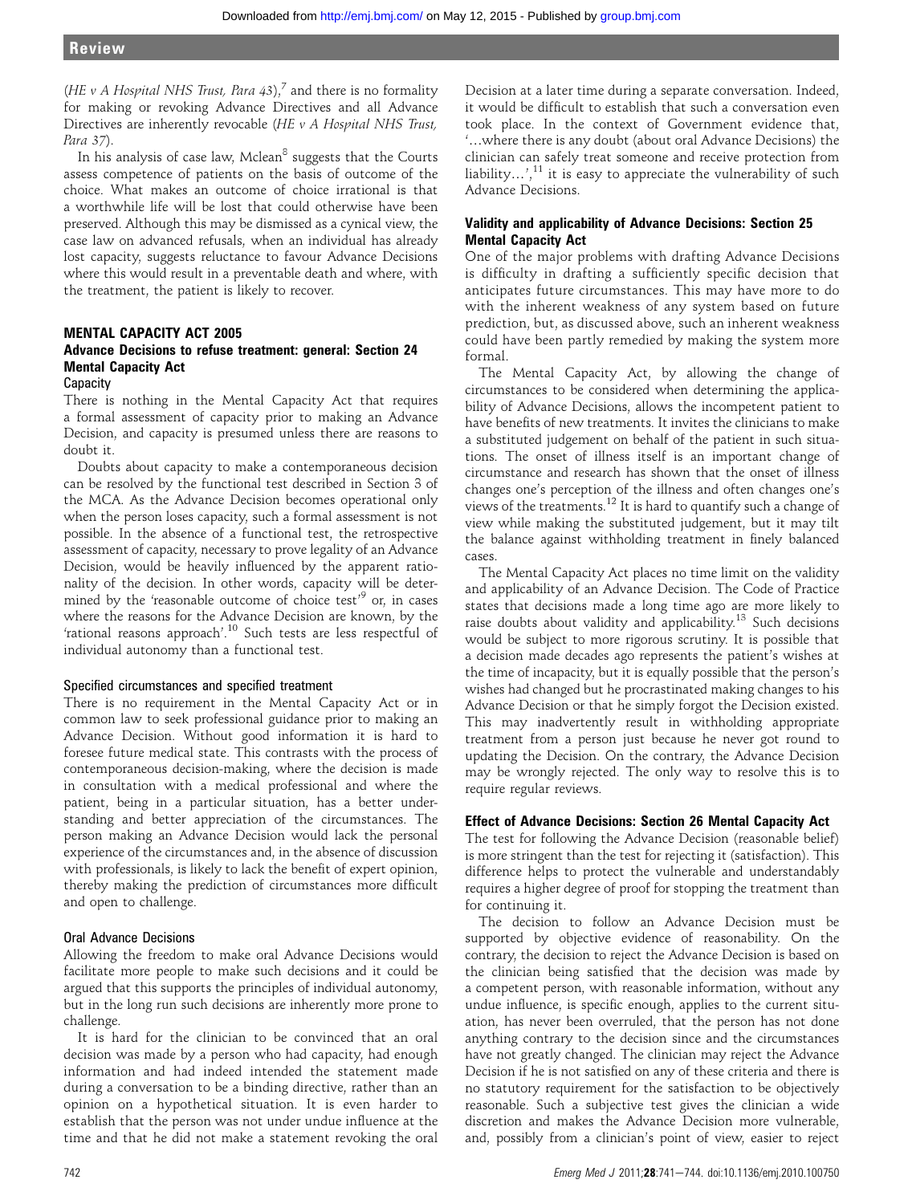(*HE v A Hospital NHS Trust, Para 43*),[7] and there is no formality for making or revoking Advance Directives and all Advance Directives are inherently revocable (*HE v A Hospital NHS Trust, Para 37*).

In his analysis of case law, Mclean[8] suggests that the Courts assess competence of patients on the basis of outcome of the choice. What makes an outcome of choice irrational is that a worthwhile life will be lost that could otherwise have been preserved. Although this may be dismissed as a cynical view, the case law on advanced refusals, when an individual has already lost capacity, suggests reluctance to favour Advance Decisions where this would result in a preventable death and where, with the treatment, the patient is likely to recover.

## MENTAL CAPACITY ACT 2005

### Advance Decisions to refuse treatment: general: Section 24 Mental Capacity Act

#### Capacity

There is nothing in the Mental Capacity Act that requires a formal assessment of capacity prior to making an Advance Decision, and capacity is presumed unless there are reasons to doubt it.

Doubts about capacity to make a contemporaneous decision can be resolved by the functional test described in Section 3 of the MCA. As the Advance Decision becomes operational only when the person loses capacity, such a formal assessment is not possible. In the absence of a functional test, the retrospective assessment of capacity, necessary to prove legality of an Advance Decision, would be heavily influenced by the apparent rationality of the decision. In other words, capacity will be determined by the 'reasonable outcome of choice test'[9] or, in cases where the reasons for the Advance Decision are known, by the 'rational reasons approach'.[10] Such tests are less respectful of individual autonomy than a functional test.

#### Specified circumstances and specified treatment

There is no requirement in the Mental Capacity Act or in common law to seek professional guidance prior to making an Advance Decision. Without good information it is hard to foresee future medical state. This contrasts with the process of contemporaneous decision-making, where the decision is made in consultation with a medical professional and where the patient, being in a particular situation, has a better understanding and better appreciation of the circumstances. The person making an Advance Decision would lack the personal experience of the circumstances and, in the absence of discussion with professionals, is likely to lack the benefit of expert opinion, thereby making the prediction of circumstances more difficult and open to challenge.

#### Oral Advance Decisions

Allowing the freedom to make oral Advance Decisions would facilitate more people to make such decisions and it could be argued that this supports the principles of individual autonomy, but in the long run such decisions are inherently more prone to challenge.

It is hard for the clinician to be convinced that an oral decision was made by a person who had capacity, had enough information and had indeed intended the statement made during a conversation to be a binding directive, rather than an opinion on a hypothetical situation. It is even harder to establish that the person was not under undue influence at the time and that he did not make a statement revoking the oral Decision at a later time during a separate conversation. Indeed, it would be difficult to establish that such a conversation even took place. In the context of Government evidence that, '…where there is any doubt (about oral Advance Decisions) the clinician can safely treat someone and receive protection from liability…',[11] it is easy to appreciate the vulnerability of such Advance Decisions.

### Validity and applicability of Advance Decisions: Section 25 Mental Capacity Act

One of the major problems with drafting Advance Decisions is difficulty in drafting a sufficiently specific decision that anticipates future circumstances. This may have more to do with the inherent weakness of any system based on future prediction, but, as discussed above, such an inherent weakness could have been partly remedied by making the system more formal.

The Mental Capacity Act, by allowing the change of circumstances to be considered when determining the applicability of Advance Decisions, allows the incompetent patient to have benefits of new treatments. It invites the clinicians to make a substituted judgement on behalf of the patient in such situations. The onset of illness itself is an important change of circumstance and research has shown that the onset of illness changes one's perception of the illness and often changes one's views of the treatments.[12] It is hard to quantify such a change of view while making the substituted judgement, but it may tilt the balance against withholding treatment in finely balanced cases.

The Mental Capacity Act places no time limit on the validity and applicability of an Advance Decision. The Code of Practice states that decisions made a long time ago are more likely to raise doubts about validity and applicability.[13] Such decisions would be subject to more rigorous scrutiny. It is possible that a decision made decades ago represents the patient's wishes at the time of incapacity, but it is equally possible that the person's wishes had changed but he procrastinated making changes to his Advance Decision or that he simply forgot the Decision existed. This may inadvertently result in withholding appropriate treatment from a person just because he never got round to updating the Decision. On the contrary, the Advance Decision may be wrongly rejected. The only way to resolve this is to require regular reviews.

### Effect of Advance Decisions: Section 26 Mental Capacity Act

The test for following the Advance Decision (reasonable belief) is more stringent than the test for rejecting it (satisfaction). This difference helps to protect the vulnerable and understandably requires a higher degree of proof for stopping the treatment than for continuing it.

The decision to follow an Advance Decision must be supported by objective evidence of reasonability. On the contrary, the decision to reject the Advance Decision is based on the clinician being satisfied that the decision was made by a competent person, with reasonable information, without any undue influence, is specific enough, applies to the current situation, has never been overruled, that the person has not done anything contrary to the decision since and the circumstances have not greatly changed. The clinician may reject the Advance Decision if he is not satisfied on any of these criteria and there is no statutory requirement for the satisfaction to be objectively reasonable. Such a subjective test gives the clinician a wide discretion and makes the Advance Decision more vulnerable, and, possibly from a clinician's point of view, easier to reject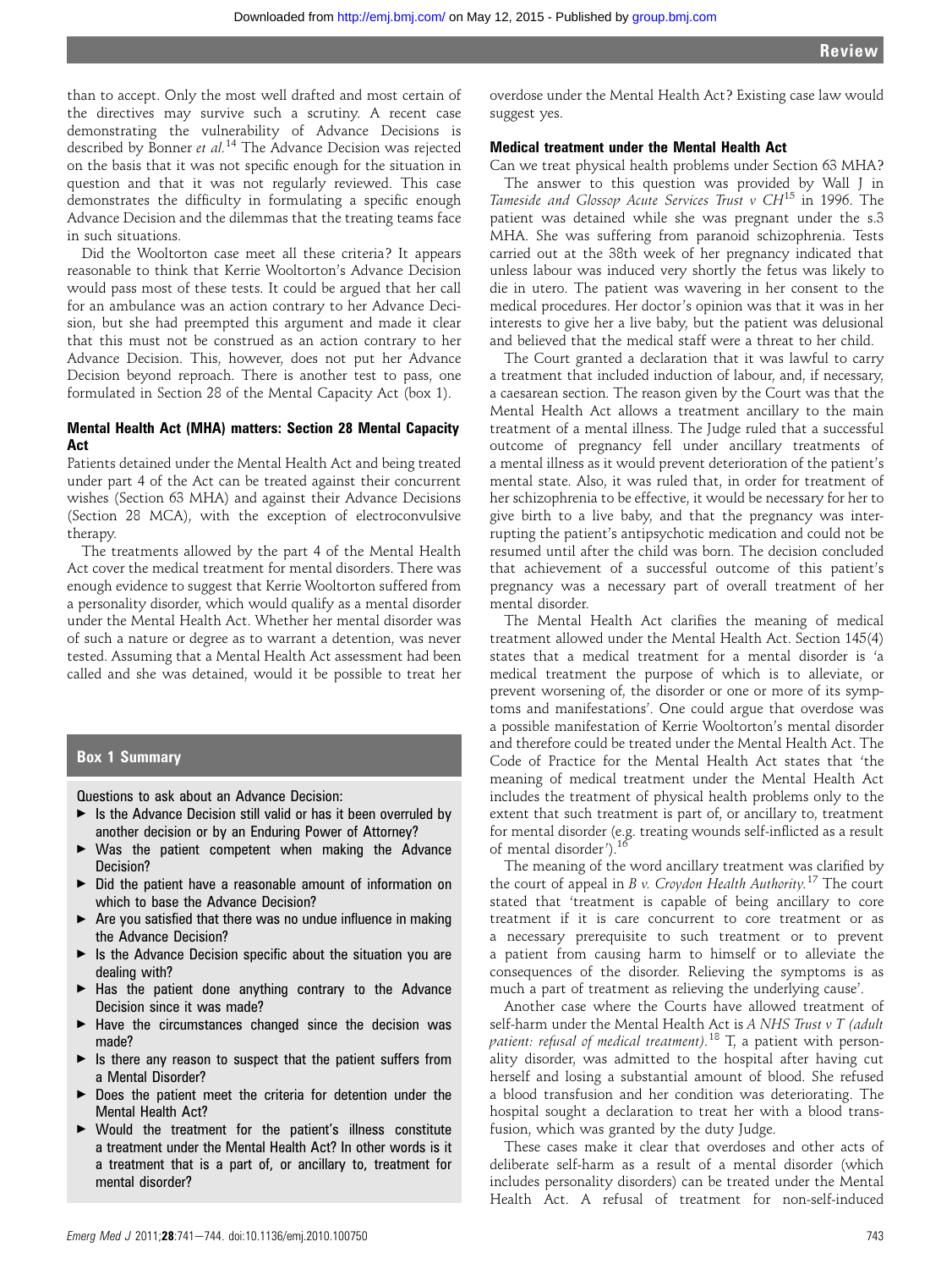than to accept. Only the most well drafted and most certain of the directives may survive such a scrutiny. A recent case demonstrating the vulnerability of Advance Decisions is described by Bonner *et al*.[14] The Advance Decision was rejected on the basis that it was not specific enough for the situation in question and that it was not regularly reviewed. This case demonstrates the difficulty in formulating a specific enough Advance Decision and the dilemmas that the treating teams face in such situations.

Did the Wooltorton case meet all these criteria? It appears reasonable to think that Kerrie Wooltorton's Advance Decision would pass most of these tests. It could be argued that her call for an ambulance was an action contrary to her Advance Decision, but she had preempted this argument and made it clear that this must not be construed as an action contrary to her Advance Decision. This, however, does not put her Advance Decision beyond reproach. There is another test to pass, one formulated in Section 28 of the Mental Capacity Act (box 1).

### Mental Health Act (MHA) matters: Section 28 Mental Capacity Act

Patients detained under the Mental Health Act and being treated under part 4 of the Act can be treated against their concurrent wishes (Section 63 MHA) and against their Advance Decisions (Section 28 MCA), with the exception of electroconvulsive therapy.

The treatments allowed by the part 4 of the Mental Health Act cover the medical treatment for mental disorders. There was enough evidence to suggest that Kerrie Wooltorton suffered from a personality disorder, which would qualify as a mental disorder under the Mental Health Act. Whether her mental disorder was of such a nature or degree as to warrant a detention, was never tested. Assuming that a Mental Health Act assessment had been called and she was detained, would it be possible to treat her overdose under the Mental Health Act? Existing case law would suggest yes.

> **Box 1 Summary**
>
> Questions to ask about an Advance Decision:
>
> - Is the Advance Decision still valid or has it been overruled by another decision or by an Enduring Power of Attorney?
> - Was the patient competent when making the Advance Decision?
> - Did the patient have a reasonable amount of information on which to base the Advance Decision?
> - Are you satisfied that there was no undue influence in making the Advance Decision?
> - Is the Advance Decision specific about the situation you are dealing with?
> - Has the patient done anything contrary to the Advance Decision since it was made?
> - Have the circumstances changed since the decision was made?
> - Is there any reason to suspect that the patient suffers from a Mental Disorder?
> - Does the patient meet the criteria for detention under the Mental Health Act?
> - Would the treatment for the patient's illness constitute a treatment under the Mental Health Act? In other words is it a treatment that is a part of, or ancillary to, treatment for mental disorder?

### Medical treatment under the Mental Health Act

Can we treat physical health problems under Section 63 MHA?

The answer to this question was provided by Wall J in *Tameside and Glossop Acute Services Trust v CH*[15] in 1996. The patient was detained while she was pregnant under the s.3 MHA. She was suffering from paranoid schizophrenia. Tests carried out at the 38th week of her pregnancy indicated that unless labour was induced very shortly the fetus was likely to die in utero. The patient was wavering in her consent to the medical procedures. Her doctor's opinion was that it was in her interests to give her a live baby, but the patient was delusional and believed that the medical staff were a threat to her child.

The Court granted a declaration that it was lawful to carry a treatment that included induction of labour, and, if necessary, a caesarean section. The reason given by the Court was that the Mental Health Act allows a treatment ancillary to the main treatment of a mental illness. The Judge ruled that a successful outcome of pregnancy fell under ancillary treatments of a mental illness as it would prevent deterioration of the patient's mental state. Also, it was ruled that, in order for treatment of her schizophrenia to be effective, it would be necessary for her to give birth to a live baby, and that the pregnancy was interrupting the patient's antipsychotic medication and could not be resumed until after the child was born. The decision concluded that achievement of a successful outcome of this patient's pregnancy was a necessary part of overall treatment of her mental disorder.

The Mental Health Act clarifies the meaning of medical treatment allowed under the Mental Health Act. Section 145(4) states that a medical treatment for a mental disorder is 'a medical treatment the purpose of which is to alleviate, or prevent worsening of, the disorder or one or more of its symptoms and manifestations'. One could argue that overdose was a possible manifestation of Kerrie Wooltorton's mental disorder and therefore could be treated under the Mental Health Act. The Code of Practice for the Mental Health Act states that 'the meaning of medical treatment under the Mental Health Act includes the treatment of physical health problems only to the extent that such treatment is part of, or ancillary to, treatment for mental disorder (e.g. treating wounds self-inflicted as a result of mental disorder').[16]

The meaning of the word ancillary treatment was clarified by the court of appeal in *B v. Croydon Health Authority*.[17] The court stated that 'treatment is capable of being ancillary to core treatment if it is care concurrent to core treatment or as a necessary prerequisite to such treatment or to prevent a patient from causing harm to himself or to alleviate the consequences of the disorder. Relieving the symptoms is as much a part of treatment as relieving the underlying cause'.

Another case where the Courts have allowed treatment of self-harm under the Mental Health Act is *A NHS Trust v T (adult patient: refusal of medical treatment)*.[18] T, a patient with personality disorder, was admitted to the hospital after having cut herself and losing a substantial amount of blood. She refused a blood transfusion and her condition was deteriorating. The hospital sought a declaration to treat her with a blood transfusion, which was granted by the duty Judge.

These cases make it clear that overdoses and other acts of deliberate self-harm as a result of a mental disorder (which includes personality disorders) can be treated under the Mental Health Act. A refusal of treatment for non-self-induced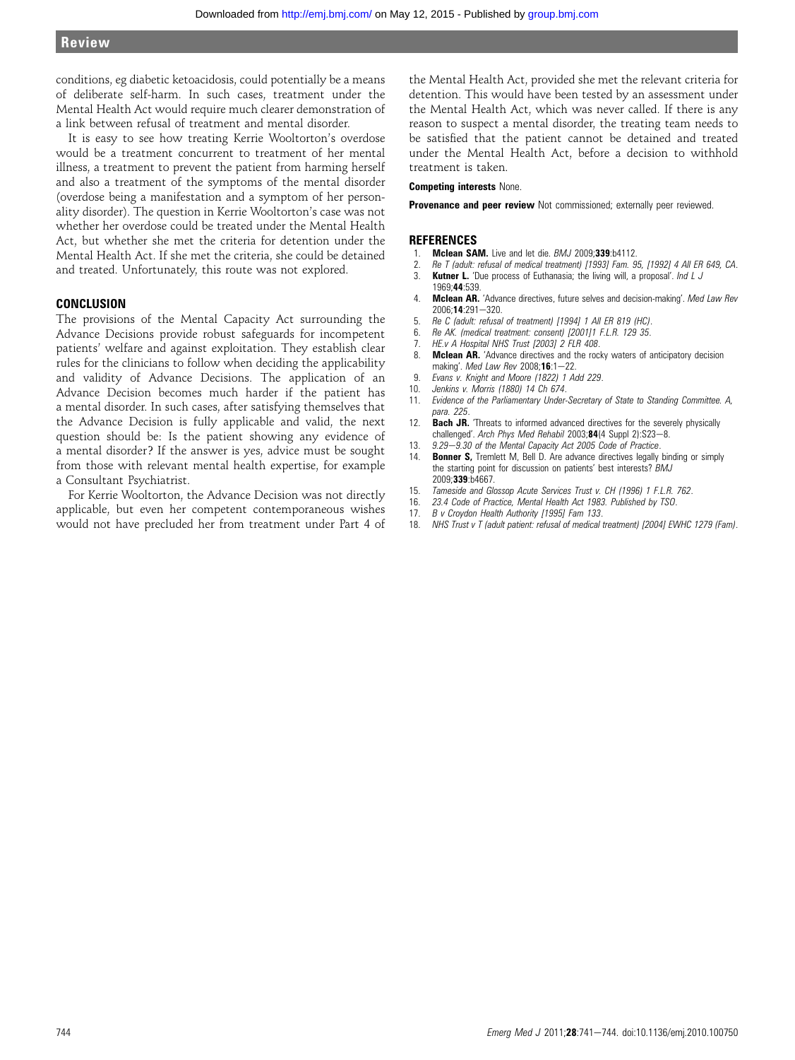conditions, eg diabetic ketoacidosis, could potentially be a means of deliberate self-harm. In such cases, treatment under the Mental Health Act would require much clearer demonstration of a link between refusal of treatment and mental disorder.

It is easy to see how treating Kerrie Wooltorton's overdose would be a treatment concurrent to treatment of her mental illness, a treatment to prevent the patient from harming herself and also a treatment of the symptoms of the mental disorder (overdose being a manifestation and a symptom of her personality disorder). The question in Kerrie Wooltorton's case was not whether her overdose could be treated under the Mental Health Act, but whether she met the criteria for detention under the Mental Health Act. If she met the criteria, she could be detained and treated. Unfortunately, this route was not explored.

## CONCLUSION

The provisions of the Mental Capacity Act surrounding the Advance Decisions provide robust safeguards for incompetent patients' welfare and against exploitation. They establish clear rules for the clinicians to follow when deciding the applicability and validity of Advance Decisions. The application of an Advance Decision becomes much harder if the patient has a mental disorder. In such cases, after satisfying themselves that the Advance Decision is fully applicable and valid, the next question should be: Is the patient showing any evidence of a mental disorder? If the answer is yes, advice must be sought from those with relevant mental health expertise, for example a Consultant Psychiatrist.

For Kerrie Wooltorton, the Advance Decision was not directly applicable, but even her competent contemporaneous wishes would not have precluded her from treatment under Part 4 of the Mental Health Act, provided she met the relevant criteria for detention. This would have been tested by an assessment under the Mental Health Act, which was never called. If there is any reason to suspect a mental disorder, the treating team needs to be satisfied that the patient cannot be detained and treated under the Mental Health Act, before a decision to withhold treatment is taken.

**Competing interests** None.

**Provenance and peer review** Not commissioned; externally peer reviewed.

## REFERENCES

1. **Mclean SAM.** Live and let die. *BMJ* 2009;**339**:b4112.
2. *Re T (adult: refusal of medical treatment) [1993] Fam. 95, [1992] 4 All ER 649, CA.*
3. **Kutner L.** 'Due process of Euthanasia; the living will, a proposal'. *Ind L J* 1969;**44**:539.
4. **Mclean AR.** 'Advance directives, future selves and decision-making'. *Med Law Rev* 2006;**14**:291−320.
5. *Re C (adult: refusal of treatment) [1994] 1 All ER 819 (HC).*
6. *Re AK. (medical treatment: consent) [2001]1 F.L.R. 129 35.*
7. *HE.v A Hospital NHS Trust [2003] 2 FLR 408.*
8. **Mclean AR.** 'Advance directives and the rocky waters of anticipatory decision making'. *Med Law Rev* 2008;**16**:1−22.
9. *Evans v. Knight and Moore (1822) 1 Add 229.*
10. *Jenkins v. Morris (1880) 14 Ch 674.*
11. *Evidence of the Parliamentary Under-Secretary of State to Standing Committee. A, para. 225.*
12. **Bach JR.** 'Threats to informed advanced directives for the severely physically challenged'. *Arch Phys Med Rehabil* 2003;**84**(4 Suppl 2):S23−8.
13. *9.29−9.30 of the Mental Capacity Act 2005 Code of Practice.*
14. **Bonner S,** Tremlett M, Bell D. Are advance directives legally binding or simply the starting point for discussion on patients' best interests? *BMJ* 2009;**339**:b4667.
15. *Tameside and Glossop Acute Services Trust v. CH (1996) 1 F.L.R. 762.*
16. *23.4 Code of Practice, Mental Health Act 1983. Published by TSO.*
17. *B v Croydon Health Authority [1995] Fam 133.*
18. *NHS Trust v T (adult patient: refusal of medical treatment) [2004] EWHC 1279 (Fam).*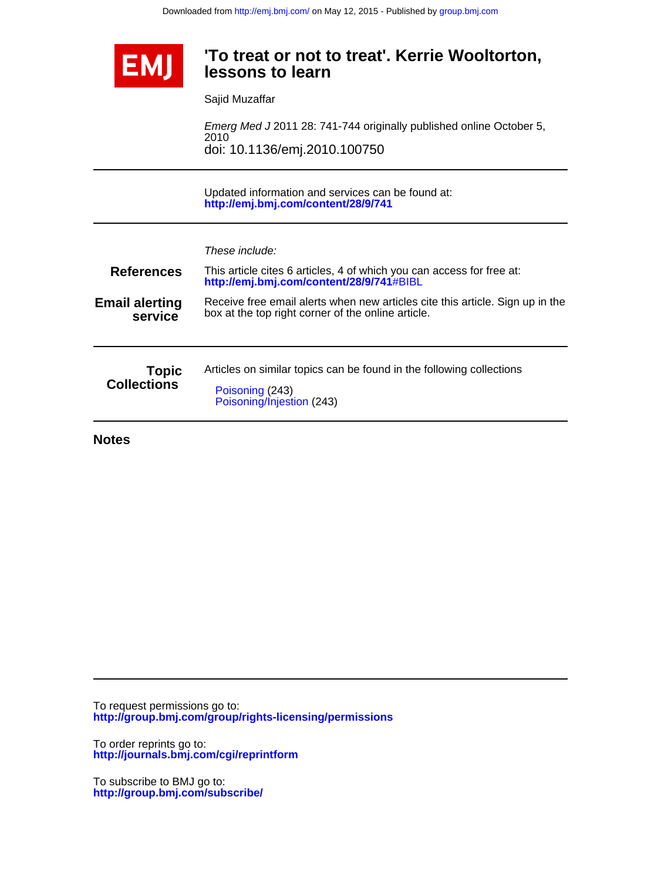Downloaded from http://emj.bmj.com/ on May 12, 2015 - Published by group.bmj.com

EMJ

# 'To treat or not to treat'. Kerrie Wooltorton, lessons to learn

Sajid Muzaffar

*Emerg Med J* 2011 28: 741-744 originally published online October 5, 2010
doi: 10.1136/emj.2010.100750

Updated information and services can be found at:
**http://emj.bmj.com/content/28/9/741**

*These include:*

**References**
This article cites 6 articles, 4 of which you can access for free at:
**http://emj.bmj.com/content/28/9/741**#BIBL

**Email alerting service**
Receive free email alerts when new articles cite this article. Sign up in the box at the top right corner of the online article.

**Topic Collections**
Articles on similar topics can be found in the following collections

Poisoning (243)
Poisoning/Injestion (243)

## Notes

To request permissions go to:
**http://group.bmj.com/group/rights-licensing/permissions**

To order reprints go to:
**http://journals.bmj.com/cgi/reprintform**

To subscribe to BMJ go to:
**http://group.bmj.com/subscribe/**